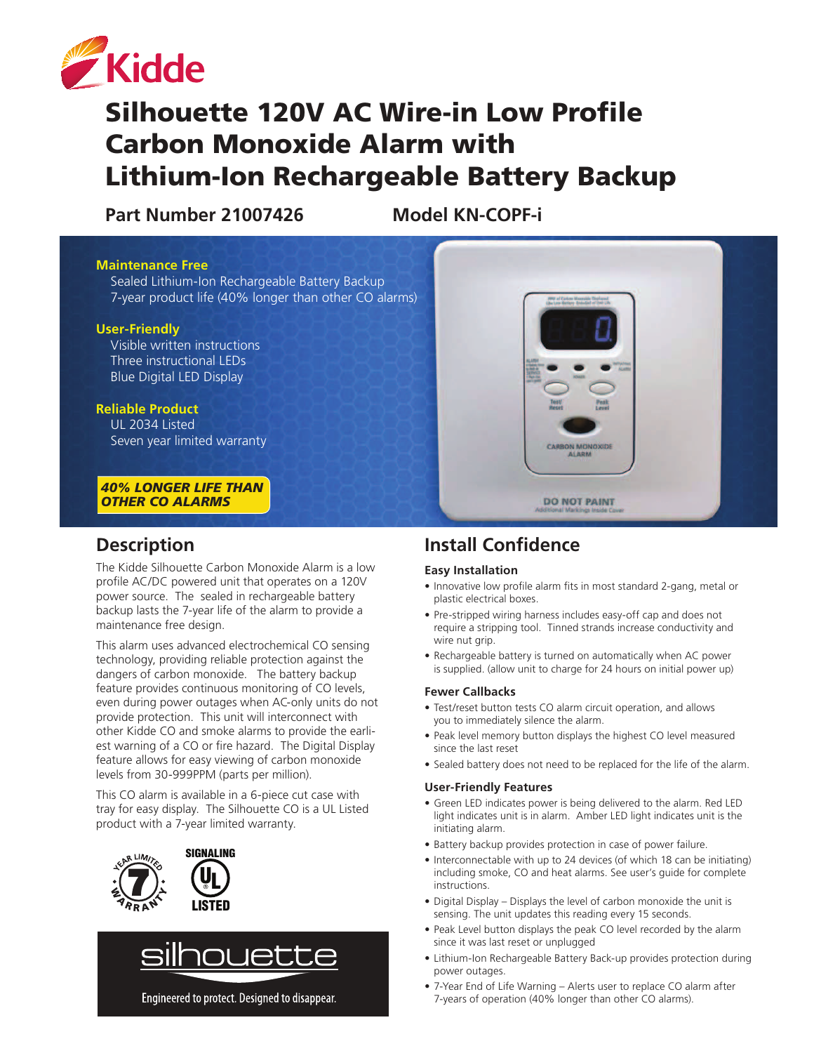Kidde

# Silhouette 120V AC Wire-in Low Profile Carbon Monoxide Alarm with Lithium-Ion Rechargeable Battery Backup

**Part Number 21007426** **Model KN-COPF-i**

**Maintenance Free**
Sealed Lithium-Ion Rechargeable Battery Backup
7-year product life (40% longer than other CO alarms)

**User-Friendly**
Visible written instructions
Three instructional LEDs
Blue Digital LED Display

**Reliable Product**
UL 2034 Listed
Seven year limited warranty

***40% LONGER LIFE THAN OTHER CO ALARMS***

## Description

The Kidde Silhouette Carbon Monoxide Alarm is a low profile AC/DC powered unit that operates on a 120V power source. The sealed in rechargeable battery backup lasts the 7-year life of the alarm to provide a maintenance free design.

This alarm uses advanced electrochemical CO sensing technology, providing reliable protection against the dangers of carbon monoxide. The battery backup feature provides continuous monitoring of CO levels, even during power outages when AC-only units do not provide protection. This unit will interconnect with other Kidde CO and smoke alarms to provide the earliest warning of a CO or fire hazard. The Digital Display feature allows for easy viewing of carbon monoxide levels from 30-999PPM (parts per million).

This CO alarm is available in a 6-piece cut case with tray for easy display. The Silhouette CO is a UL Listed product with a 7-year limited warranty.

7 YEAR LIMITED WARRANTY

SIGNALING UL LISTED

silhouette

Engineered to protect. Designed to disappear.

## Install Confidence

### Easy Installation

- Innovative low profile alarm fits in most standard 2-gang, metal or plastic electrical boxes.
- Pre-stripped wiring harness includes easy-off cap and does not require a stripping tool. Tinned strands increase conductivity and wire nut grip.
- Rechargeable battery is turned on automatically when AC power is supplied. (allow unit to charge for 24 hours on initial power up)

### Fewer Callbacks

- Test/reset button tests CO alarm circuit operation, and allows you to immediately silence the alarm.
- Peak level memory button displays the highest CO level measured since the last reset
- Sealed battery does not need to be replaced for the life of the alarm.

### User-Friendly Features

- Green LED indicates power is being delivered to the alarm. Red LED light indicates unit is in alarm. Amber LED light indicates unit is the initiating alarm.
- Battery backup provides protection in case of power failure.
- Interconnectable with up to 24 devices (of which 18 can be initiating) including smoke, CO and heat alarms. See user's guide for complete instructions.
- Digital Display – Displays the level of carbon monoxide the unit is sensing. The unit updates this reading every 15 seconds.
- Peak Level button displays the peak CO level recorded by the alarm since it was last reset or unplugged
- Lithium-Ion Rechargeable Battery Back-up provides protection during power outages.
- 7-Year End of Life Warning – Alerts user to replace CO alarm after 7-years of operation (40% longer than other CO alarms).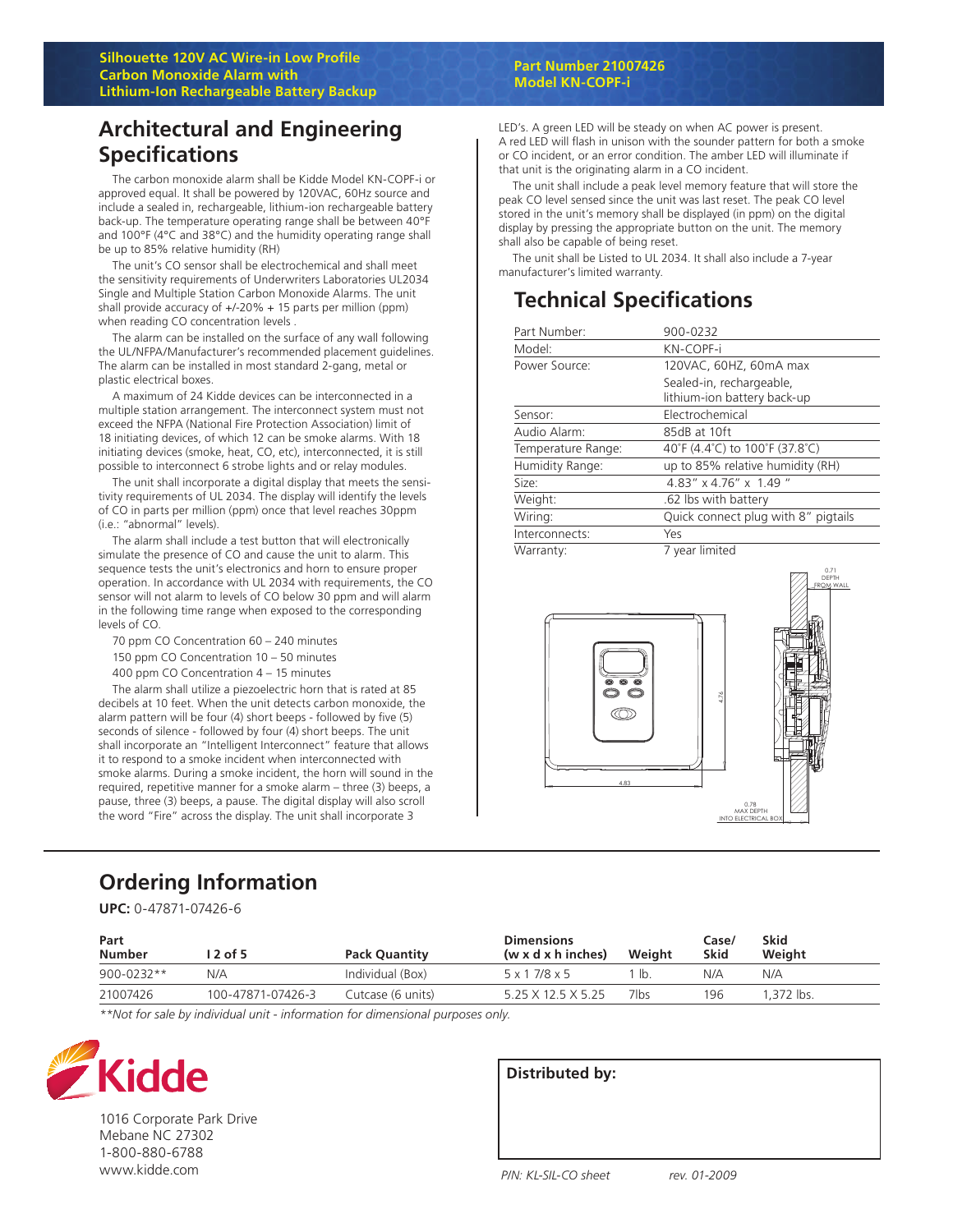Silhouette 120V AC Wire-in Low Profile Carbon Monoxide Alarm with Lithium-Ion Rechargeable Battery Backup

Part Number 21007426
Model KN-COPF-i

## Architectural and Engineering Specifications

The carbon monoxide alarm shall be Kidde Model KN-COPF-i or approved equal. It shall be powered by 120VAC, 60Hz source and include a sealed in, rechargeable, lithium-ion rechargeable battery back-up. The temperature operating range shall be between 40°F and 100°F (4°C and 38°C) and the humidity operating range shall be up to 85% relative humidity (RH)

The unit's CO sensor shall be electrochemical and shall meet the sensitivity requirements of Underwriters Laboratories UL2034 Single and Multiple Station Carbon Monoxide Alarms. The unit shall provide accuracy of +/-20% + 15 parts per million (ppm) when reading CO concentration levels .

The alarm can be installed on the surface of any wall following the UL/NFPA/Manufacturer's recommended placement guidelines. The alarm can be installed in most standard 2-gang, metal or plastic electrical boxes.

A maximum of 24 Kidde devices can be interconnected in a multiple station arrangement. The interconnect system must not exceed the NFPA (National Fire Protection Association) limit of 18 initiating devices, of which 12 can be smoke alarms. With 18 initiating devices (smoke, heat, CO, etc), interconnected, it is still possible to interconnect 6 strobe lights and or relay modules.

The unit shall incorporate a digital display that meets the sensitivity requirements of UL 2034. The display will identify the levels of CO in parts per million (ppm) once that level reaches 30ppm (i.e.: "abnormal" levels).

The alarm shall include a test button that will electronically simulate the presence of CO and cause the unit to alarm. This sequence tests the unit's electronics and horn to ensure proper operation. In accordance with UL 2034 with requirements, the CO sensor will not alarm to levels of CO below 30 ppm and will alarm in the following time range when exposed to the corresponding levels of CO.

70 ppm CO Concentration 60 – 240 minutes

150 ppm CO Concentration 10 – 50 minutes

400 ppm CO Concentration 4 – 15 minutes

The alarm shall utilize a piezoelectric horn that is rated at 85 decibels at 10 feet. When the unit detects carbon monoxide, the alarm pattern will be four (4) short beeps - followed by five (5) seconds of silence - followed by four (4) short beeps. The unit shall incorporate an "Intelligent Interconnect" feature that allows it to respond to a smoke incident when interconnected with smoke alarms. During a smoke incident, the horn will sound in the required, repetitive manner for a smoke alarm – three (3) beeps, a pause, three (3) beeps, a pause. The digital display will also scroll the word "Fire" across the display. The unit shall incorporate 3 LED's. A green LED will be steady on when AC power is present. A red LED will flash in unison with the sounder pattern for both a smoke or CO incident, or an error condition. The amber LED will illuminate if that unit is the originating alarm in a CO incident.

The unit shall include a peak level memory feature that will store the peak CO level sensed since the unit was last reset. The peak CO level stored in the unit's memory shall be displayed (in ppm) on the digital display by pressing the appropriate button on the unit. The memory shall also be capable of being reset.

The unit shall be Listed to UL 2034. It shall also include a 7-year manufacturer's limited warranty.

## Technical Specifications

| | |
|---|---|
| Part Number: | 900-0232 |
| Model: | KN-COPF-i |
| Power Source: | 120VAC, 60HZ, 60mA max<br>Sealed-in, rechargeable, lithium-ion battery back-up |
| Sensor: | Electrochemical |
| Audio Alarm: | 85dB at 10ft |
| Temperature Range: | 40˚F (4.4˚C) to 100˚F (37.8˚C) |
| Humidity Range: | up to 85% relative humidity (RH) |
| Size: | 4.83" x 4.76" x 1.49 " |
| Weight: | .62 lbs with battery |
| Wiring: | Quick connect plug with 8" pigtails |
| Interconnects: | Yes |
| Warranty: | 7 year limited |

4.83
4.76
0.71 DEPTH FROM WALL
0.78 MAX DEPTH INTO ELECTRICAL BOX

## Ordering Information

**UPC:** 0-47871-07426-6

| Part Number | I 2 of 5 | Pack Quantity | Dimensions (w x d x h inches) | Weight | Case/ Skid | Skid Weight |
|---|---|---|---|---|---|---|
| 900-0232** | N/A | Individual (Box) | 5 x 1 7/8 x 5 | 1 lb. | N/A | N/A |
| 21007426 | 100-47871-07426-3 | Cutcase (6 units) | 5.25 X 12.5 X 5.25 | 7lbs | 196 | 1,372 lbs. |

*\*\*Not for sale by individual unit - information for dimensional purposes only.*

Kidde

1016 Corporate Park Drive
Mebane NC 27302
1-800-880-6788
www.kidde.com

**Distributed by:**

*P/N: KL-SIL-CO sheet* *rev. 01-2009*